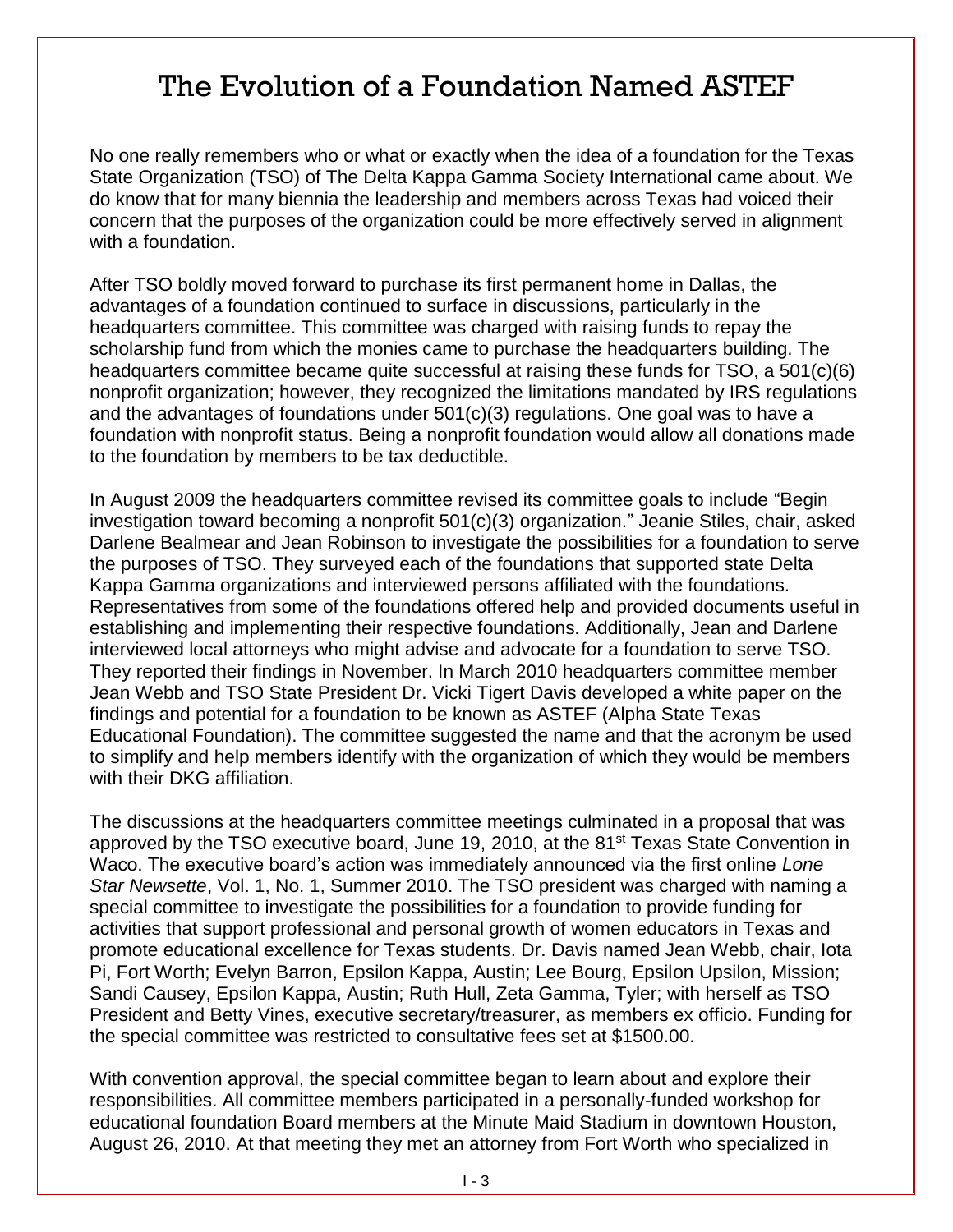# The Evolution of a Foundation Named ASTEF

No one really remembers who or what or exactly when the idea of a foundation for the Texas State Organization (TSO) of The Delta Kappa Gamma Society International came about. We do know that for many biennia the leadership and members across Texas had voiced their concern that the purposes of the organization could be more effectively served in alignment with a foundation.

After TSO boldly moved forward to purchase its first permanent home in Dallas, the advantages of a foundation continued to surface in discussions, particularly in the headquarters committee. This committee was charged with raising funds to repay the scholarship fund from which the monies came to purchase the headquarters building. The headquarters committee became quite successful at raising these funds for TSO, a 501(c)(6) nonprofit organization; however, they recognized the limitations mandated by IRS regulations and the advantages of foundations under 501(c)(3) regulations. One goal was to have a foundation with nonprofit status. Being a nonprofit foundation would allow all donations made to the foundation by members to be tax deductible.

In August 2009 the headquarters committee revised its committee goals to include "Begin investigation toward becoming a nonprofit 501(c)(3) organization." Jeanie Stiles, chair, asked Darlene Bealmear and Jean Robinson to investigate the possibilities for a foundation to serve the purposes of TSO. They surveyed each of the foundations that supported state Delta Kappa Gamma organizations and interviewed persons affiliated with the foundations. Representatives from some of the foundations offered help and provided documents useful in establishing and implementing their respective foundations. Additionally, Jean and Darlene interviewed local attorneys who might advise and advocate for a foundation to serve TSO. They reported their findings in November. In March 2010 headquarters committee member Jean Webb and TSO State President Dr. Vicki Tigert Davis developed a white paper on the findings and potential for a foundation to be known as ASTEF (Alpha State Texas Educational Foundation). The committee suggested the name and that the acronym be used to simplify and help members identify with the organization of which they would be members with their DKG affiliation.

The discussions at the headquarters committee meetings culminated in a proposal that was approved by the TSO executive board, June 19, 2010, at the 81st Texas State Convention in Waco. The executive board's action was immediately announced via the first online *Lone Star Newsette*, Vol. 1, No. 1, Summer 2010. The TSO president was charged with naming a special committee to investigate the possibilities for a foundation to provide funding for activities that support professional and personal growth of women educators in Texas and promote educational excellence for Texas students. Dr. Davis named Jean Webb, chair, Iota Pi, Fort Worth; Evelyn Barron, Epsilon Kappa, Austin; Lee Bourg, Epsilon Upsilon, Mission; Sandi Causey, Epsilon Kappa, Austin; Ruth Hull, Zeta Gamma, Tyler; with herself as TSO President and Betty Vines, executive secretary/treasurer, as members ex officio. Funding for the special committee was restricted to consultative fees set at $1500.00.

With convention approval, the special committee began to learn about and explore their responsibilities. All committee members participated in a personally-funded workshop for educational foundation Board members at the Minute Maid Stadium in downtown Houston, August 26, 2010. At that meeting they met an attorney from Fort Worth who specialized in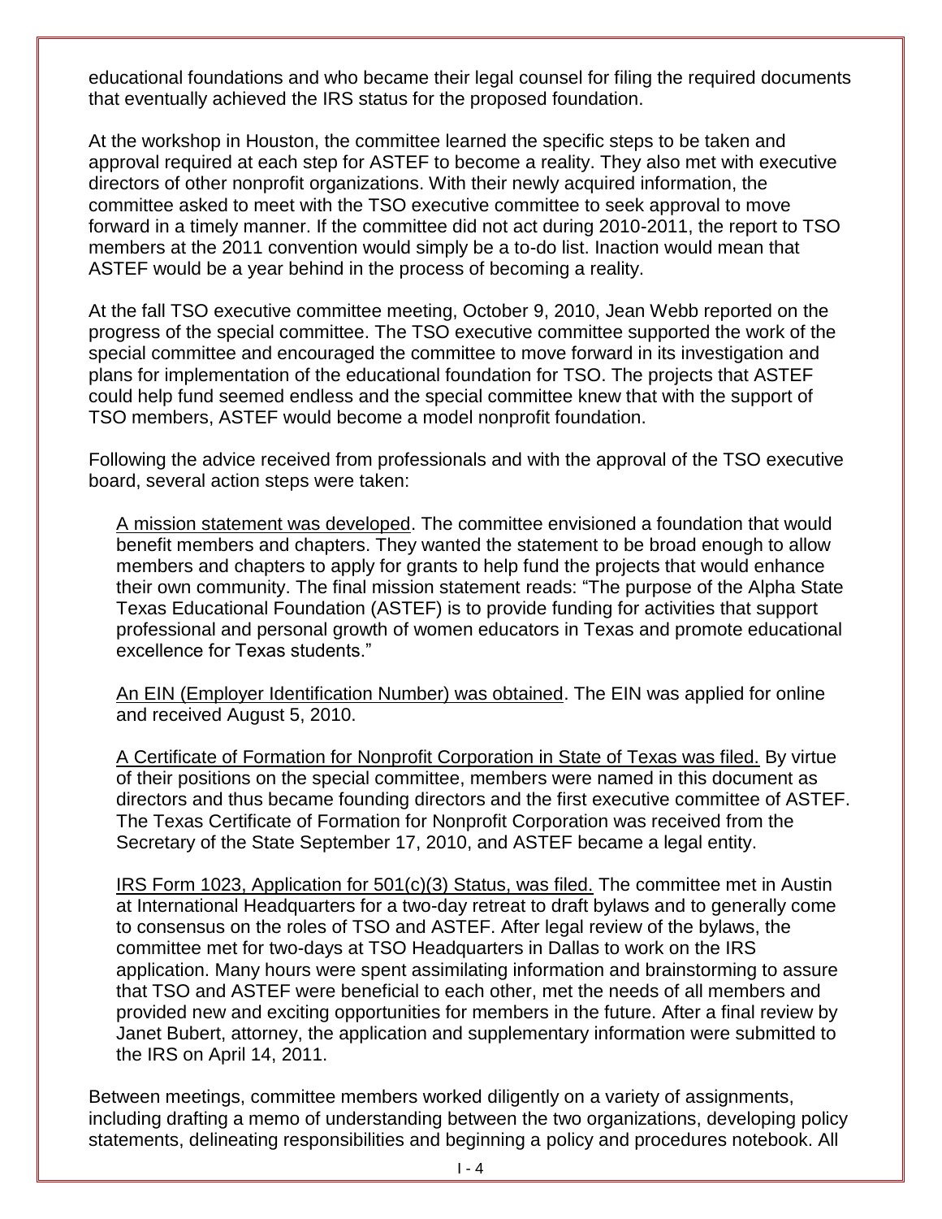educational foundations and who became their legal counsel for filing the required documents that eventually achieved the IRS status for the proposed foundation.

At the workshop in Houston, the committee learned the specific steps to be taken and approval required at each step for ASTEF to become a reality. They also met with executive directors of other nonprofit organizations. With their newly acquired information, the committee asked to meet with the TSO executive committee to seek approval to move forward in a timely manner. If the committee did not act during 2010-2011, the report to TSO members at the 2011 convention would simply be a to-do list. Inaction would mean that ASTEF would be a year behind in the process of becoming a reality.

At the fall TSO executive committee meeting, October 9, 2010, Jean Webb reported on the progress of the special committee. The TSO executive committee supported the work of the special committee and encouraged the committee to move forward in its investigation and plans for implementation of the educational foundation for TSO. The projects that ASTEF could help fund seemed endless and the special committee knew that with the support of TSO members, ASTEF would become a model nonprofit foundation.

Following the advice received from professionals and with the approval of the TSO executive board, several action steps were taken:

A mission statement was developed. The committee envisioned a foundation that would benefit members and chapters. They wanted the statement to be broad enough to allow members and chapters to apply for grants to help fund the projects that would enhance their own community. The final mission statement reads: "The purpose of the Alpha State Texas Educational Foundation (ASTEF) is to provide funding for activities that support professional and personal growth of women educators in Texas and promote educational excellence for Texas students."

An EIN (Employer Identification Number) was obtained. The EIN was applied for online and received August 5, 2010.

A Certificate of Formation for Nonprofit Corporation in State of Texas was filed. By virtue of their positions on the special committee, members were named in this document as directors and thus became founding directors and the first executive committee of ASTEF. The Texas Certificate of Formation for Nonprofit Corporation was received from the Secretary of the State September 17, 2010, and ASTEF became a legal entity.

IRS Form 1023, Application for 501(c)(3) Status, was filed. The committee met in Austin at International Headquarters for a two-day retreat to draft bylaws and to generally come to consensus on the roles of TSO and ASTEF. After legal review of the bylaws, the committee met for two-days at TSO Headquarters in Dallas to work on the IRS application. Many hours were spent assimilating information and brainstorming to assure that TSO and ASTEF were beneficial to each other, met the needs of all members and provided new and exciting opportunities for members in the future. After a final review by Janet Bubert, attorney, the application and supplementary information were submitted to the IRS on April 14, 2011.

Between meetings, committee members worked diligently on a variety of assignments, including drafting a memo of understanding between the two organizations, developing policy statements, delineating responsibilities and beginning a policy and procedures notebook. All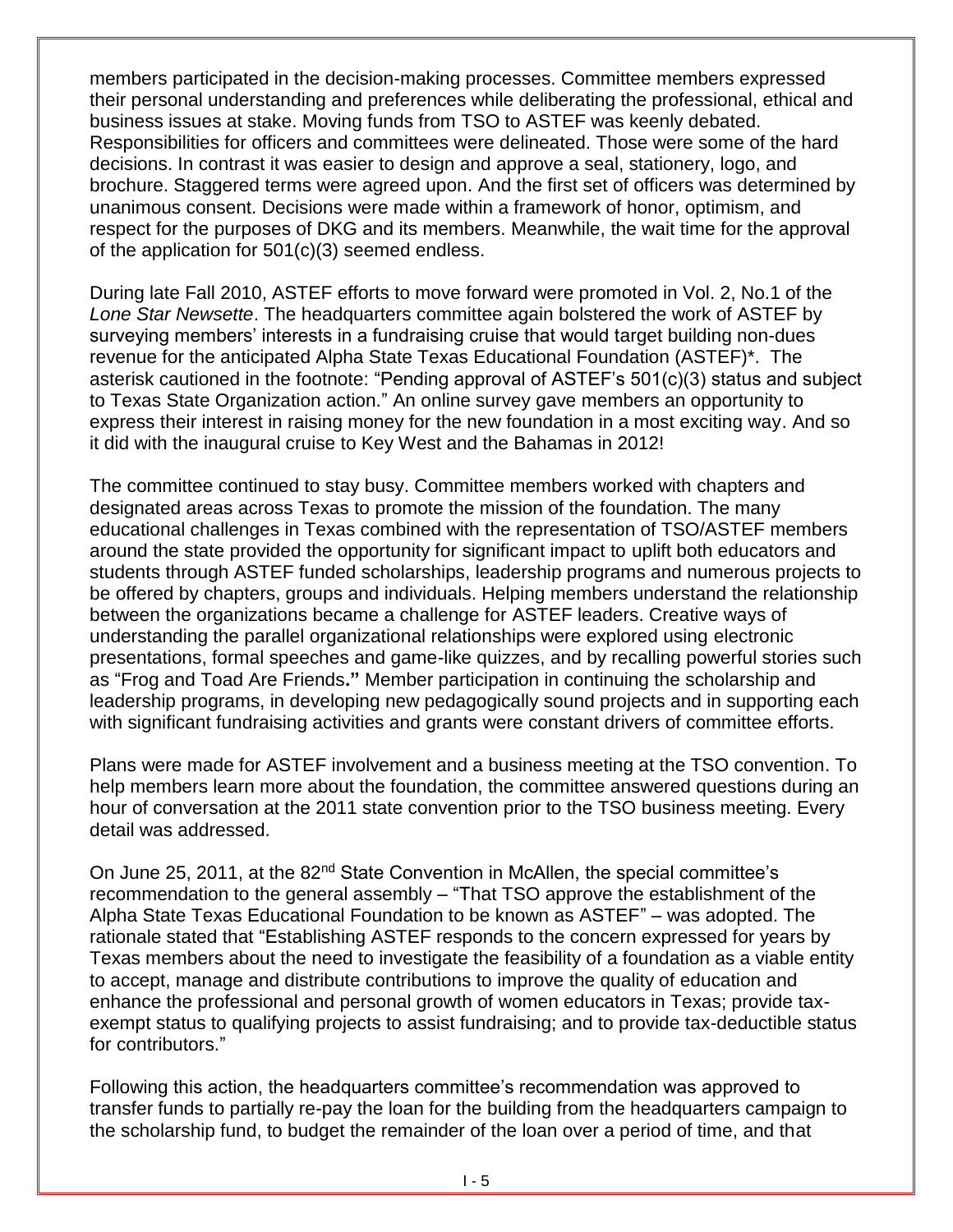members participated in the decision-making processes. Committee members expressed their personal understanding and preferences while deliberating the professional, ethical and business issues at stake. Moving funds from TSO to ASTEF was keenly debated. Responsibilities for officers and committees were delineated. Those were some of the hard decisions. In contrast it was easier to design and approve a seal, stationery, logo, and brochure. Staggered terms were agreed upon. And the first set of officers was determined by unanimous consent. Decisions were made within a framework of honor, optimism, and respect for the purposes of DKG and its members. Meanwhile, the wait time for the approval of the application for 501(c)(3) seemed endless.

During late Fall 2010, ASTEF efforts to move forward were promoted in Vol. 2, No.1 of the *Lone Star Newsette*. The headquarters committee again bolstered the work of ASTEF by surveying members' interests in a fundraising cruise that would target building non-dues revenue for the anticipated Alpha State Texas Educational Foundation (ASTEF)*. The asterisk cautioned in the footnote: "Pending approval of ASTEF's 501(c)(3) status and subject to Texas State Organization action." An online survey gave members an opportunity to express their interest in raising money for the new foundation in a most exciting way. And so it did with the inaugural cruise to Key West and the Bahamas in 2012!

The committee continued to stay busy. Committee members worked with chapters and designated areas across Texas to promote the mission of the foundation. The many educational challenges in Texas combined with the representation of TSO/ASTEF members around the state provided the opportunity for significant impact to uplift both educators and students through ASTEF funded scholarships, leadership programs and numerous projects to be offered by chapters, groups and individuals. Helping members understand the relationship between the organizations became a challenge for ASTEF leaders. Creative ways of understanding the parallel organizational relationships were explored using electronic presentations, formal speeches and game-like quizzes, and by recalling powerful stories such as "Frog and Toad Are Friends**."** Member participation in continuing the scholarship and leadership programs, in developing new pedagogically sound projects and in supporting each with significant fundraising activities and grants were constant drivers of committee efforts.

Plans were made for ASTEF involvement and a business meeting at the TSO convention. To help members learn more about the foundation, the committee answered questions during an hour of conversation at the 2011 state convention prior to the TSO business meeting. Every detail was addressed.

On June 25, 2011, at the 82nd State Convention in McAllen, the special committee's recommendation to the general assembly – "That TSO approve the establishment of the Alpha State Texas Educational Foundation to be known as ASTEF" – was adopted. The rationale stated that "Establishing ASTEF responds to the concern expressed for years by Texas members about the need to investigate the feasibility of a foundation as a viable entity to accept, manage and distribute contributions to improve the quality of education and enhance the professional and personal growth of women educators in Texas; provide tax-exempt status to qualifying projects to assist fundraising; and to provide tax-deductible status for contributors."

Following this action, the headquarters committee's recommendation was approved to transfer funds to partially re-pay the loan for the building from the headquarters campaign to the scholarship fund, to budget the remainder of the loan over a period of time, and that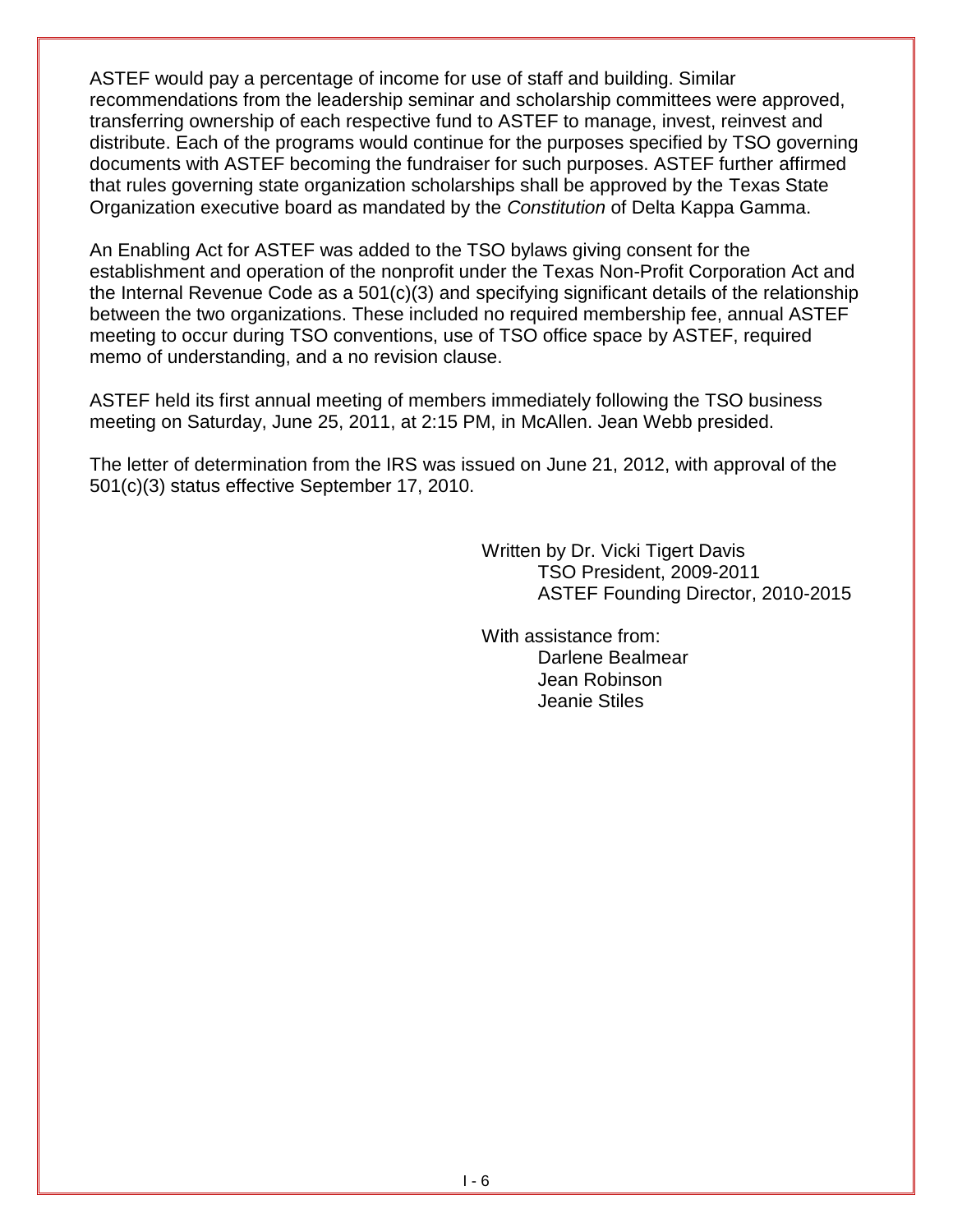ASTEF would pay a percentage of income for use of staff and building. Similar recommendations from the leadership seminar and scholarship committees were approved, transferring ownership of each respective fund to ASTEF to manage, invest, reinvest and distribute. Each of the programs would continue for the purposes specified by TSO governing documents with ASTEF becoming the fundraiser for such purposes. ASTEF further affirmed that rules governing state organization scholarships shall be approved by the Texas State Organization executive board as mandated by the *Constitution* of Delta Kappa Gamma.

An Enabling Act for ASTEF was added to the TSO bylaws giving consent for the establishment and operation of the nonprofit under the Texas Non-Profit Corporation Act and the Internal Revenue Code as a 501(c)(3) and specifying significant details of the relationship between the two organizations. These included no required membership fee, annual ASTEF meeting to occur during TSO conventions, use of TSO office space by ASTEF, required memo of understanding, and a no revision clause.

ASTEF held its first annual meeting of members immediately following the TSO business meeting on Saturday, June 25, 2011, at 2:15 PM, in McAllen. Jean Webb presided.

The letter of determination from the IRS was issued on June 21, 2012, with approval of the 501(c)(3) status effective September 17, 2010.

Written by Dr. Vicki Tigert Davis
TSO President, 2009-2011
ASTEF Founding Director, 2010-2015

With assistance from:
Darlene Bealmear
Jean Robinson
Jeanie Stiles